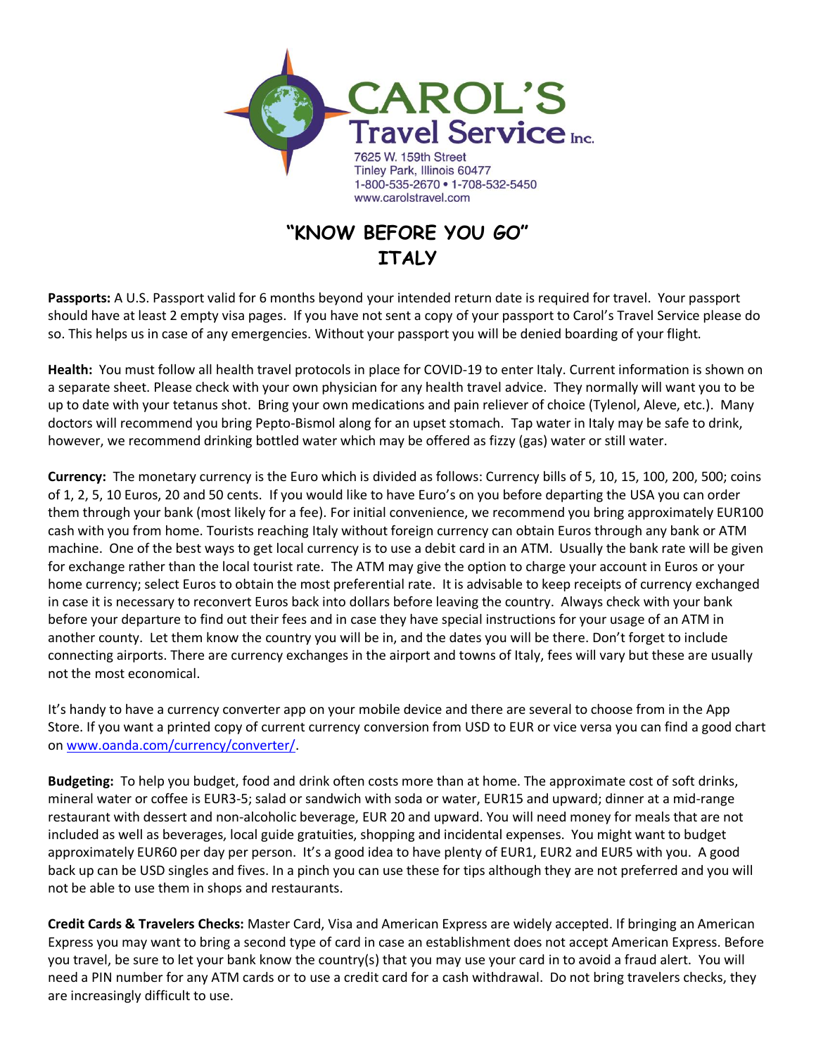**CAROL'S Travel Service Inc.**
7625 W. 159th Street
Tinley Park, Illinois 60477
1-800-535-2670 • 1-708-532-5450
www.carolstravel.com

# "KNOW BEFORE YOU GO"
# ITALY

**Passports:** A U.S. Passport valid for 6 months beyond your intended return date is required for travel. Your passport should have at least 2 empty visa pages. If you have not sent a copy of your passport to Carol's Travel Service please do so. This helps us in case of any emergencies. Without your passport you will be denied boarding of your flight.

**Health:** You must follow all health travel protocols in place for COVID-19 to enter Italy. Current information is shown on a separate sheet. Please check with your own physician for any health travel advice. They normally will want you to be up to date with your tetanus shot. Bring your own medications and pain reliever of choice (Tylenol, Aleve, etc.). Many doctors will recommend you bring Pepto-Bismol along for an upset stomach. Tap water in Italy may be safe to drink, however, we recommend drinking bottled water which may be offered as fizzy (gas) water or still water.

**Currency:** The monetary currency is the Euro which is divided as follows: Currency bills of 5, 10, 15, 100, 200, 500; coins of 1, 2, 5, 10 Euros, 20 and 50 cents. If you would like to have Euro's on you before departing the USA you can order them through your bank (most likely for a fee). For initial convenience, we recommend you bring approximately EUR100 cash with you from home. Tourists reaching Italy without foreign currency can obtain Euros through any bank or ATM machine. One of the best ways to get local currency is to use a debit card in an ATM. Usually the bank rate will be given for exchange rather than the local tourist rate. The ATM may give the option to charge your account in Euros or your home currency; select Euros to obtain the most preferential rate. It is advisable to keep receipts of currency exchanged in case it is necessary to reconvert Euros back into dollars before leaving the country. Always check with your bank before your departure to find out their fees and in case they have special instructions for your usage of an ATM in another county. Let them know the country you will be in, and the dates you will be there. Don't forget to include connecting airports. There are currency exchanges in the airport and towns of Italy, fees will vary but these are usually not the most economical.

It's handy to have a currency converter app on your mobile device and there are several to choose from in the App Store. If you want a printed copy of current currency conversion from USD to EUR or vice versa you can find a good chart on [www.oanda.com/currency/converter/](www.oanda.com/currency/converter/).

**Budgeting:** To help you budget, food and drink often costs more than at home. The approximate cost of soft drinks, mineral water or coffee is EUR3-5; salad or sandwich with soda or water, EUR15 and upward; dinner at a mid-range restaurant with dessert and non-alcoholic beverage, EUR 20 and upward. You will need money for meals that are not included as well as beverages, local guide gratuities, shopping and incidental expenses. You might want to budget approximately EUR60 per day per person. It's a good idea to have plenty of EUR1, EUR2 and EUR5 with you. A good back up can be USD singles and fives. In a pinch you can use these for tips although they are not preferred and you will not be able to use them in shops and restaurants.

**Credit Cards & Travelers Checks:** Master Card, Visa and American Express are widely accepted. If bringing an American Express you may want to bring a second type of card in case an establishment does not accept American Express. Before you travel, be sure to let your bank know the country(s) that you may use your card in to avoid a fraud alert. You will need a PIN number for any ATM cards or to use a credit card for a cash withdrawal. Do not bring travelers checks, they are increasingly difficult to use.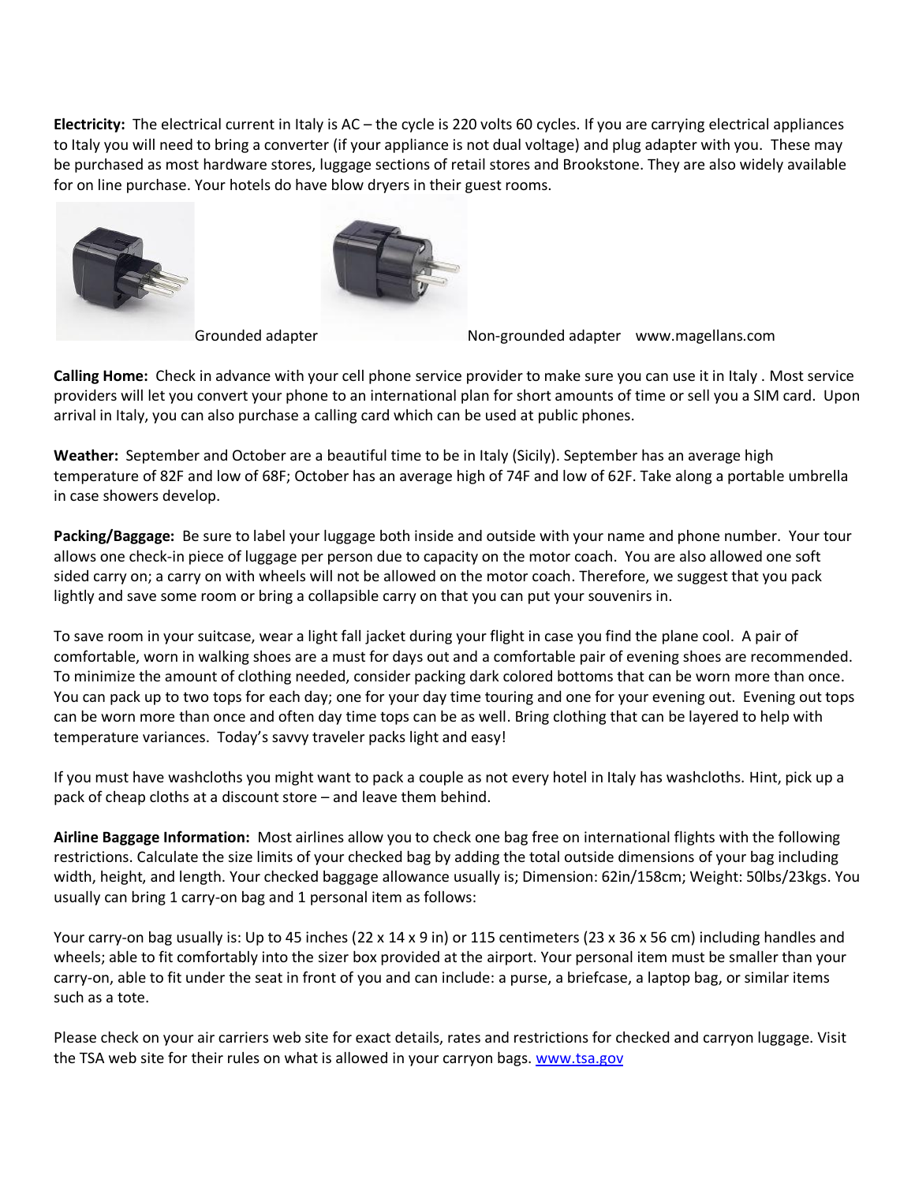**Electricity:** The electrical current in Italy is AC – the cycle is 220 volts 60 cycles. If you are carrying electrical appliances to Italy you will need to bring a converter (if your appliance is not dual voltage) and plug adapter with you. These may be purchased as most hardware stores, luggage sections of retail stores and Brookstone. They are also widely available for on line purchase. Your hotels do have blow dryers in their guest rooms.

Grounded adapter Non-grounded adapter www.magellans.com

**Calling Home:** Check in advance with your cell phone service provider to make sure you can use it in Italy . Most service providers will let you convert your phone to an international plan for short amounts of time or sell you a SIM card. Upon arrival in Italy, you can also purchase a calling card which can be used at public phones.

**Weather:** September and October are a beautiful time to be in Italy (Sicily). September has an average high temperature of 82F and low of 68F; October has an average high of 74F and low of 62F. Take along a portable umbrella in case showers develop.

**Packing/Baggage:** Be sure to label your luggage both inside and outside with your name and phone number. Your tour allows one check-in piece of luggage per person due to capacity on the motor coach. You are also allowed one soft sided carry on; a carry on with wheels will not be allowed on the motor coach. Therefore, we suggest that you pack lightly and save some room or bring a collapsible carry on that you can put your souvenirs in.

To save room in your suitcase, wear a light fall jacket during your flight in case you find the plane cool. A pair of comfortable, worn in walking shoes are a must for days out and a comfortable pair of evening shoes are recommended. To minimize the amount of clothing needed, consider packing dark colored bottoms that can be worn more than once. You can pack up to two tops for each day; one for your day time touring and one for your evening out. Evening out tops can be worn more than once and often day time tops can be as well. Bring clothing that can be layered to help with temperature variances. Today's savvy traveler packs light and easy!

If you must have washcloths you might want to pack a couple as not every hotel in Italy has washcloths. Hint, pick up a pack of cheap cloths at a discount store – and leave them behind.

**Airline Baggage Information:** Most airlines allow you to check one bag free on international flights with the following restrictions. Calculate the size limits of your checked bag by adding the total outside dimensions of your bag including width, height, and length. Your checked baggage allowance usually is; Dimension: 62in/158cm; Weight: 50lbs/23kgs. You usually can bring 1 carry-on bag and 1 personal item as follows:

Your carry-on bag usually is: Up to 45 inches (22 x 14 x 9 in) or 115 centimeters (23 x 36 x 56 cm) including handles and wheels; able to fit comfortably into the sizer box provided at the airport. Your personal item must be smaller than your carry-on, able to fit under the seat in front of you and can include: a purse, a briefcase, a laptop bag, or similar items such as a tote.

Please check on your air carriers web site for exact details, rates and restrictions for checked and carryon luggage. Visit the TSA web site for their rules on what is allowed in your carryon bags. [www.tsa.gov](http://www.tsa.gov)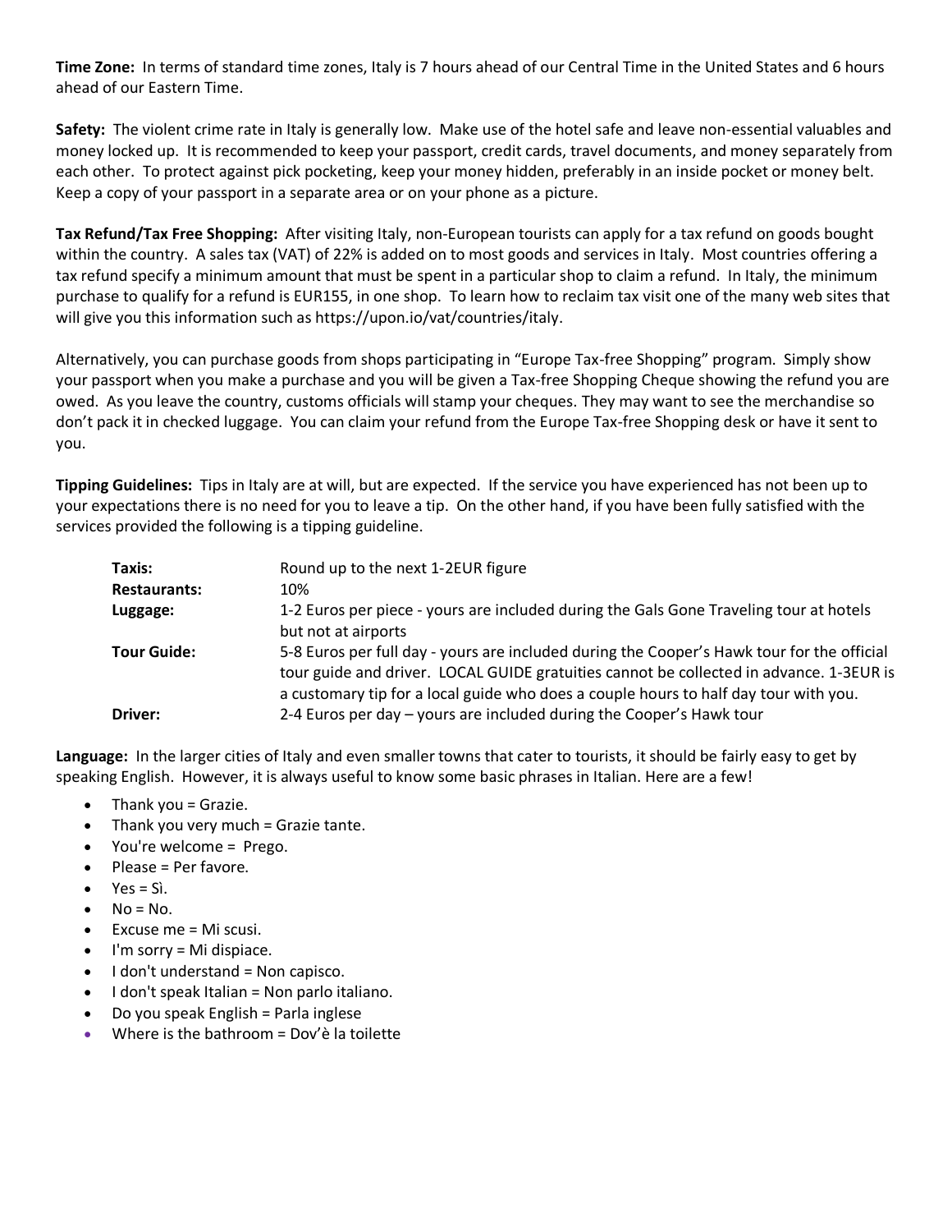**Time Zone:** In terms of standard time zones, Italy is 7 hours ahead of our Central Time in the United States and 6 hours ahead of our Eastern Time.

**Safety:** The violent crime rate in Italy is generally low. Make use of the hotel safe and leave non-essential valuables and money locked up. It is recommended to keep your passport, credit cards, travel documents, and money separately from each other. To protect against pick pocketing, keep your money hidden, preferably in an inside pocket or money belt. Keep a copy of your passport in a separate area or on your phone as a picture.

**Tax Refund/Tax Free Shopping:** After visiting Italy, non-European tourists can apply for a tax refund on goods bought within the country. A sales tax (VAT) of 22% is added on to most goods and services in Italy. Most countries offering a tax refund specify a minimum amount that must be spent in a particular shop to claim a refund. In Italy, the minimum purchase to qualify for a refund is EUR155, in one shop. To learn how to reclaim tax visit one of the many web sites that will give you this information such as https://upon.io/vat/countries/italy.

Alternatively, you can purchase goods from shops participating in "Europe Tax-free Shopping" program. Simply show your passport when you make a purchase and you will be given a Tax-free Shopping Cheque showing the refund you are owed. As you leave the country, customs officials will stamp your cheques. They may want to see the merchandise so don't pack it in checked luggage. You can claim your refund from the Europe Tax-free Shopping desk or have it sent to you.

**Tipping Guidelines:** Tips in Italy are at will, but are expected. If the service you have experienced has not been up to your expectations there is no need for you to leave a tip. On the other hand, if you have been fully satisfied with the services provided the following is a tipping guideline.

| | |
|---|---|
| **Taxis:** | Round up to the next 1-2EUR figure |
| **Restaurants:** | 10% |
| **Luggage:** | 1-2 Euros per piece - yours are included during the Gals Gone Traveling tour at hotels but not at airports |
| **Tour Guide:** | 5-8 Euros per full day - yours are included during the Cooper's Hawk tour for the official tour guide and driver. LOCAL GUIDE gratuities cannot be collected in advance. 1-3EUR is a customary tip for a local guide who does a couple hours to half day tour with you. |
| **Driver:** | 2-4 Euros per day – yours are included during the Cooper's Hawk tour |

**Language:** In the larger cities of Italy and even smaller towns that cater to tourists, it should be fairly easy to get by speaking English. However, it is always useful to know some basic phrases in Italian. Here are a few!

- Thank you = Grazie.
- Thank you very much = Grazie tante.
- You're welcome = Prego.
- Please = Per favore.
- Yes = Sì.
- No = No.
- Excuse me = Mi scusi.
- I'm sorry = Mi dispiace.
- I don't understand = Non capisco.
- I don't speak Italian = Non parlo italiano.
- Do you speak English = Parla inglese
- Where is the bathroom = Dov'è la toilette